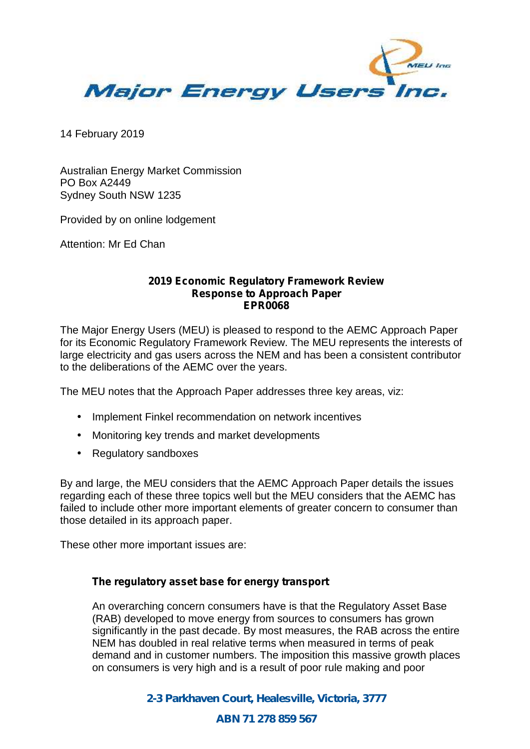Major Energy Users Inc.

14 February 2019

Australian Energy Market Commission
PO Box A2449
Sydney South NSW 1235

Provided by on online lodgement

Attention: Mr Ed Chan

**2019 Economic Regulatory Framework Review**
**Response to Approach Paper**
**EPR0068**

The Major Energy Users (MEU) is pleased to respond to the AEMC Approach Paper for its Economic Regulatory Framework Review. The MEU represents the interests of large electricity and gas users across the NEM and has been a consistent contributor to the deliberations of the AEMC over the years.

The MEU notes that the Approach Paper addresses three key areas, viz:

- Implement Finkel recommendation on network incentives
- Monitoring key trends and market developments
- Regulatory sandboxes

By and large, the MEU considers that the AEMC Approach Paper details the issues regarding each of these three topics well but the MEU considers that the AEMC has failed to include other more important elements of greater concern to consumer than those detailed in its approach paper.

These other more important issues are:

**The regulatory asset base for energy transport**

An overarching concern consumers have is that the Regulatory Asset Base (RAB) developed to move energy from sources to consumers has grown significantly in the past decade. By most measures, the RAB across the entire NEM has doubled in real relative terms when measured in terms of peak demand and in customer numbers. The imposition this massive growth places on consumers is very high and is a result of poor rule making and poor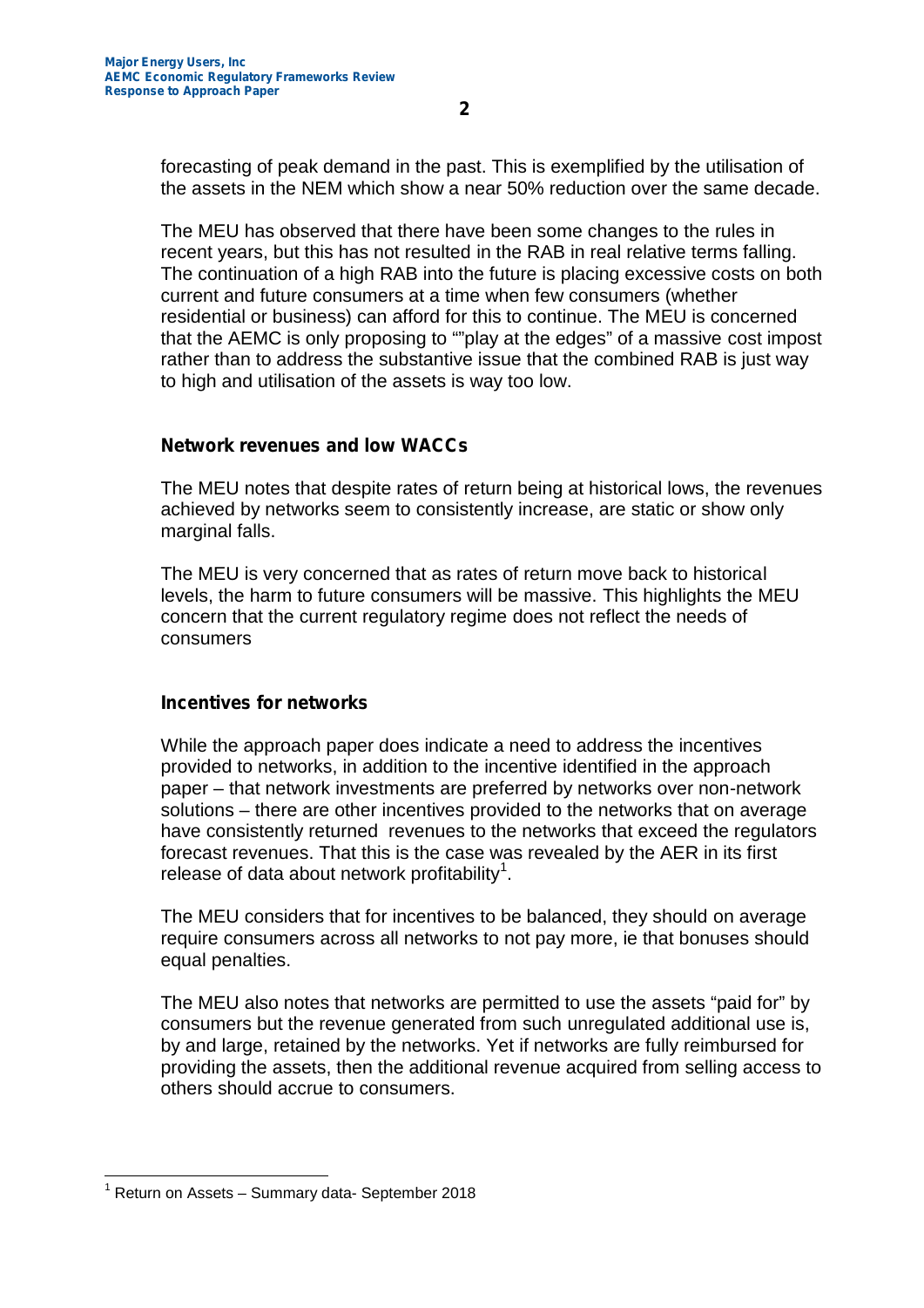forecasting of peak demand in the past. This is exemplified by the utilisation of the assets in the NEM which show a near 50% reduction over the same decade.

The MEU has observed that there have been some changes to the rules in recent years, but this has not resulted in the RAB in real relative terms falling. The continuation of a high RAB into the future is placing excessive costs on both current and future consumers at a time when few consumers (whether residential or business) can afford for this to continue. The MEU is concerned that the AEMC is only proposing to ""play at the edges" of a massive cost impost rather than to address the substantive issue that the combined RAB is just way to high and utilisation of the assets is way too low.

### Network revenues and low WACCs

The MEU notes that despite rates of return being at historical lows, the revenues achieved by networks seem to consistently increase, are static or show only marginal falls.

The MEU is very concerned that as rates of return move back to historical levels, the harm to future consumers will be massive. This highlights the MEU concern that the current regulatory regime does not reflect the needs of consumers

### Incentives for networks

While the approach paper does indicate a need to address the incentives provided to networks, in addition to the incentive identified in the approach paper – that network investments are preferred by networks over non-network solutions – there are other incentives provided to the networks that on average have consistently returned revenues to the networks that exceed the regulators forecast revenues. That this is the case was revealed by the AER in its first release of data about network profitability[1].

The MEU considers that for incentives to be balanced, they should on average require consumers across all networks to not pay more, ie that bonuses should equal penalties.

The MEU also notes that networks are permitted to use the assets "paid for" by consumers but the revenue generated from such unregulated additional use is, by and large, retained by the networks. Yet if networks are fully reimbursed for providing the assets, then the additional revenue acquired from selling access to others should accrue to consumers.

[1] Return on Assets – Summary data- September 2018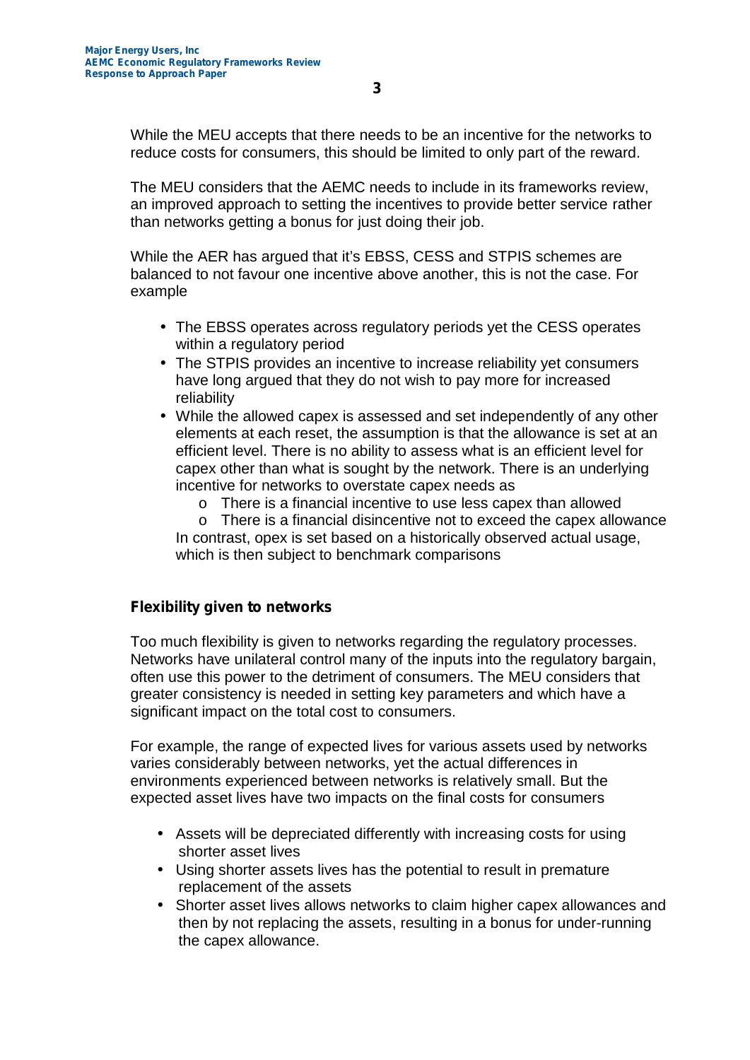While the MEU accepts that there needs to be an incentive for the networks to reduce costs for consumers, this should be limited to only part of the reward.

The MEU considers that the AEMC needs to include in its frameworks review, an improved approach to setting the incentives to provide better service rather than networks getting a bonus for just doing their job.

While the AER has argued that it's EBSS, CESS and STPIS schemes are balanced to not favour one incentive above another, this is not the case. For example

- The EBSS operates across regulatory periods yet the CESS operates within a regulatory period
- The STPIS provides an incentive to increase reliability yet consumers have long argued that they do not wish to pay more for increased reliability
- While the allowed capex is assessed and set independently of any other elements at each reset, the assumption is that the allowance is set at an efficient level. There is no ability to assess what is an efficient level for capex other than what is sought by the network. There is an underlying incentive for networks to overstate capex needs as
    - There is a financial incentive to use less capex than allowed
    - There is a financial disincentive not to exceed the capex allowance

  In contrast, opex is set based on a historically observed actual usage, which is then subject to benchmark comparisons

## Flexibility given to networks

Too much flexibility is given to networks regarding the regulatory processes. Networks have unilateral control many of the inputs into the regulatory bargain, often use this power to the detriment of consumers. The MEU considers that greater consistency is needed in setting key parameters and which have a significant impact on the total cost to consumers.

For example, the range of expected lives for various assets used by networks varies considerably between networks, yet the actual differences in environments experienced between networks is relatively small. But the expected asset lives have two impacts on the final costs for consumers

- Assets will be depreciated differently with increasing costs for using shorter asset lives
- Using shorter assets lives has the potential to result in premature replacement of the assets
- Shorter asset lives allows networks to claim higher capex allowances and then by not replacing the assets, resulting in a bonus for under-running the capex allowance.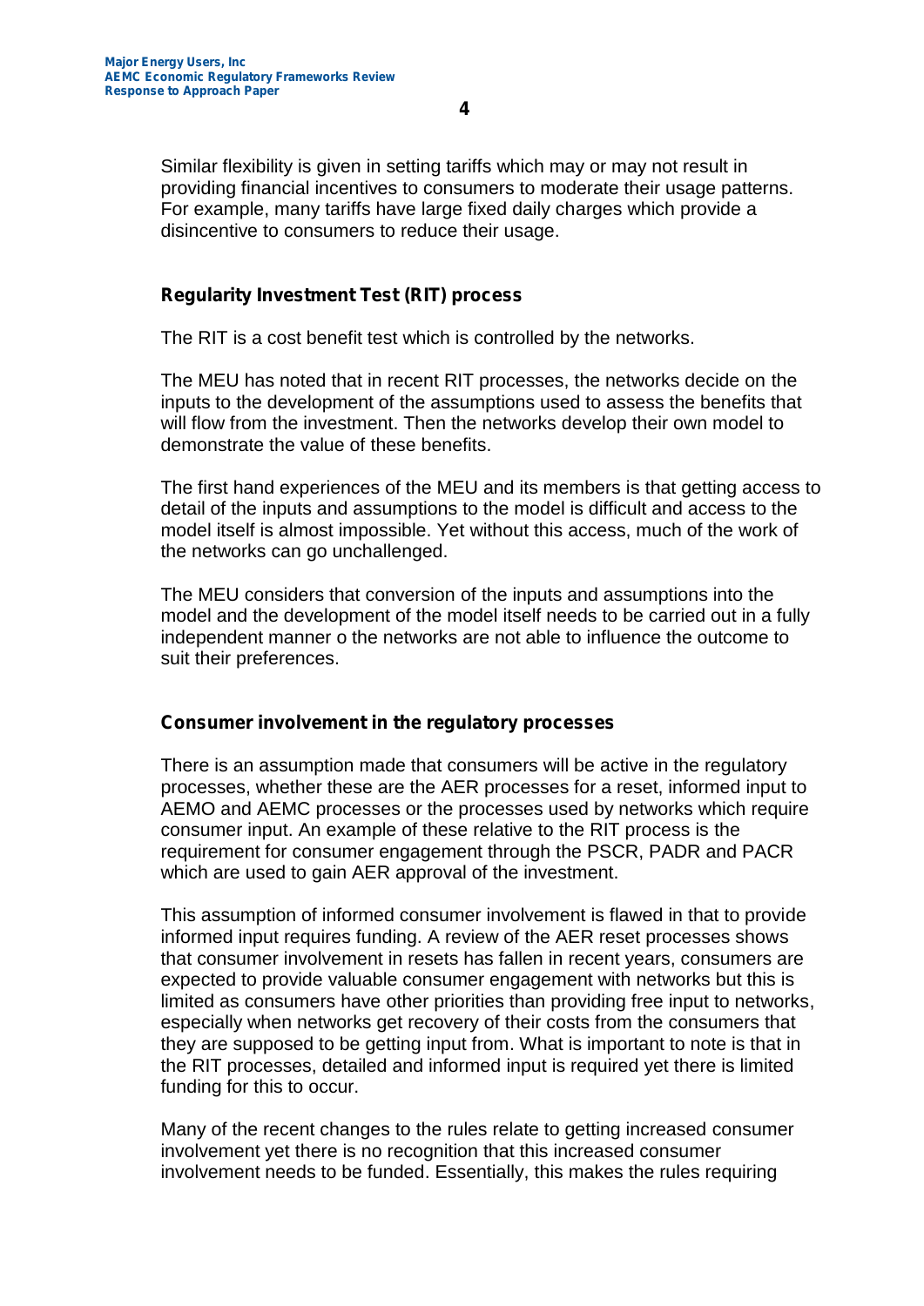Similar flexibility is given in setting tariffs which may or may not result in providing financial incentives to consumers to moderate their usage patterns. For example, many tariffs have large fixed daily charges which provide a disincentive to consumers to reduce their usage.

### Regularity Investment Test (RIT) process

The RIT is a cost benefit test which is controlled by the networks.

The MEU has noted that in recent RIT processes, the networks decide on the inputs to the development of the assumptions used to assess the benefits that will flow from the investment. Then the networks develop their own model to demonstrate the value of these benefits.

The first hand experiences of the MEU and its members is that getting access to detail of the inputs and assumptions to the model is difficult and access to the model itself is almost impossible. Yet without this access, much of the work of the networks can go unchallenged.

The MEU considers that conversion of the inputs and assumptions into the model and the development of the model itself needs to be carried out in a fully independent manner o the networks are not able to influence the outcome to suit their preferences.

### Consumer involvement in the regulatory processes

There is an assumption made that consumers will be active in the regulatory processes, whether these are the AER processes for a reset, informed input to AEMO and AEMC processes or the processes used by networks which require consumer input. An example of these relative to the RIT process is the requirement for consumer engagement through the PSCR, PADR and PACR which are used to gain AER approval of the investment.

This assumption of informed consumer involvement is flawed in that to provide informed input requires funding. A review of the AER reset processes shows that consumer involvement in resets has fallen in recent years, consumers are expected to provide valuable consumer engagement with networks but this is limited as consumers have other priorities than providing free input to networks, especially when networks get recovery of their costs from the consumers that they are supposed to be getting input from. What is important to note is that in the RIT processes, detailed and informed input is required yet there is limited funding for this to occur.

Many of the recent changes to the rules relate to getting increased consumer involvement yet there is no recognition that this increased consumer involvement needs to be funded. Essentially, this makes the rules requiring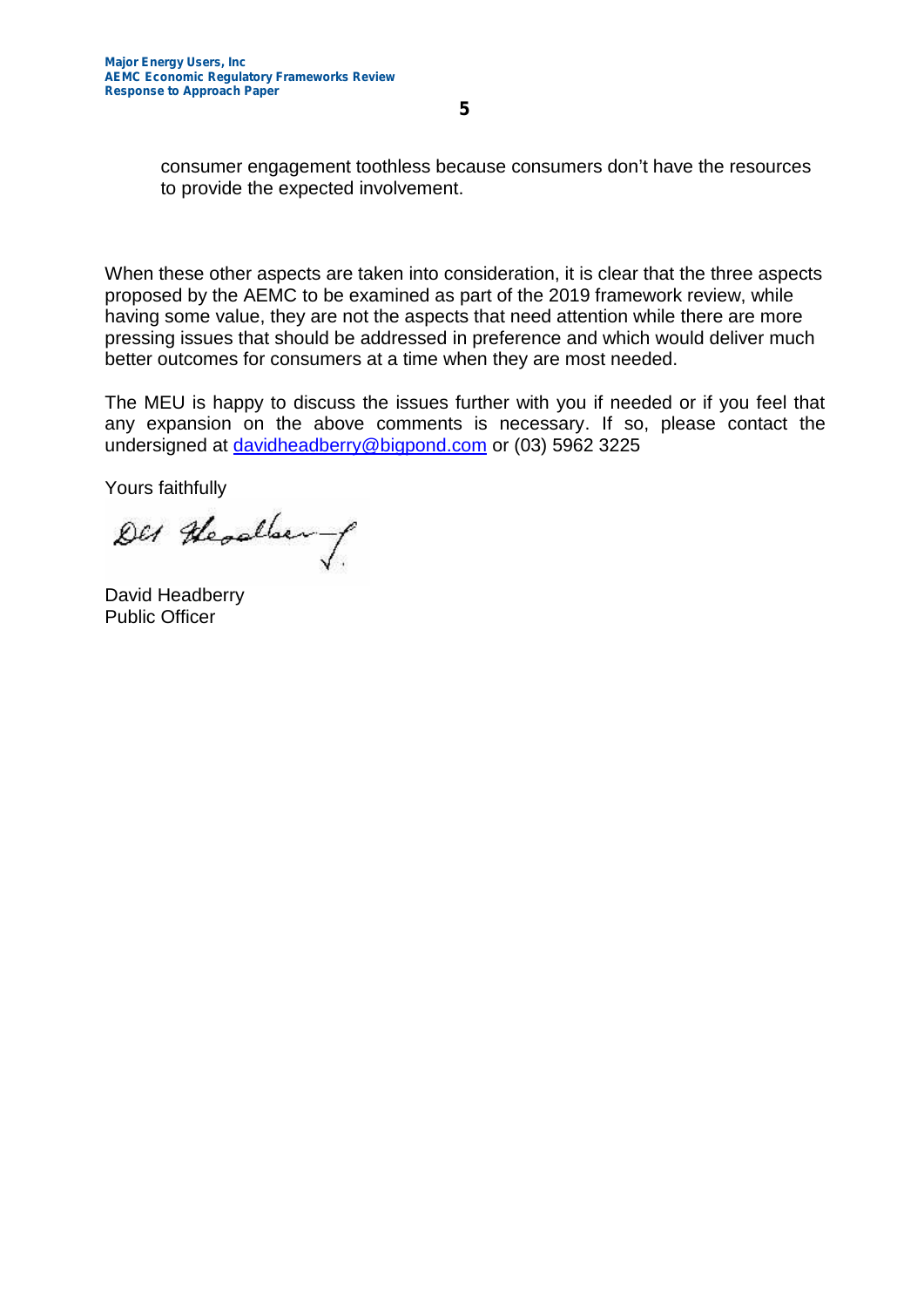consumer engagement toothless because consumers don't have the resources to provide the expected involvement.

When these other aspects are taken into consideration, it is clear that the three aspects proposed by the AEMC to be examined as part of the 2019 framework review, while having some value, they are not the aspects that need attention while there are more pressing issues that should be addressed in preference and which would deliver much better outcomes for consumers at a time when they are most needed.

The MEU is happy to discuss the issues further with you if needed or if you feel that any expansion on the above comments is necessary. If so, please contact the undersigned at davidheadberry@bigpond.com or (03) 5962 3225

Yours faithfully

David Headberry
Public Officer